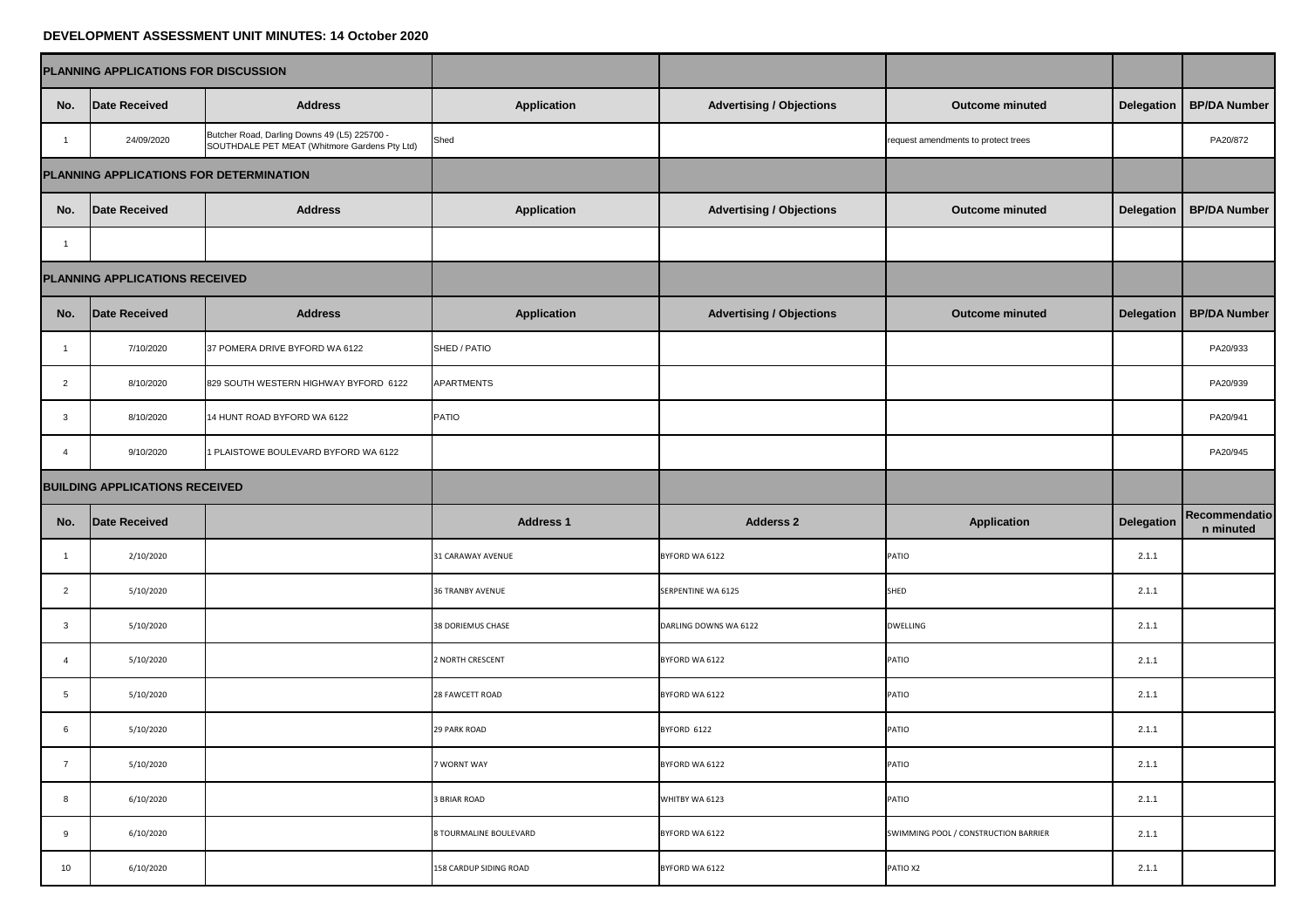# DEVELOPMENT ASSESSMENT UNIT MINUTES: 14 October 2020

| **PLANNING APPLICATIONS FOR DISCUSSION** | | | | | | | |
|---|---|---|---|---|---|---|---|
| **No.** | **Date Received** | **Address** | **Application** | **Advertising / Objections** | **Outcome minuted** | **Delegation** | **BP/DA Number** |
| 1 | 24/09/2020 | Butcher Road, Darling Downs 49 (L5) 225700 - SOUTHDALE PET MEAT (Whitmore Gardens Pty Ltd) | Shed | | request amendments to protect trees | | PA20/872 |
| **PLANNING APPLICATIONS FOR DETERMINATION** | | | | | | | |
| **No.** | **Date Received** | **Address** | **Application** | **Advertising / Objections** | **Outcome minuted** | **Delegation** | **BP/DA Number** |
| 1 | | | | | | | |
| **PLANNING APPLICATIONS RECEIVED** | | | | | | | |
| **No.** | **Date Received** | **Address** | **Application** | **Advertising / Objections** | **Outcome minuted** | **Delegation** | **BP/DA Number** |
| 1 | 7/10/2020 | 37 POMERA DRIVE BYFORD WA 6122 | SHED / PATIO | | | | PA20/933 |
| 2 | 8/10/2020 | 829 SOUTH WESTERN HIGHWAY BYFORD 6122 | APARTMENTS | | | | PA20/939 |
| 3 | 8/10/2020 | 14 HUNT ROAD BYFORD WA 6122 | PATIO | | | | PA20/941 |
| 4 | 9/10/2020 | 1 PLAISTOWE BOULEVARD BYFORD WA 6122 | | | | | PA20/945 |
| **BUILDING APPLICATIONS RECEIVED** | | | | | | | |
| **No.** | **Date Received** | | **Address 1** | **Adderss 2** | **Application** | **Delegation** | **Recommendation minuted** |
| 1 | 2/10/2020 | | 31 CARAWAY AVENUE | BYFORD WA 6122 | PATIO | 2.1.1 | |
| 2 | 5/10/2020 | | 36 TRANBY AVENUE | SERPENTINE WA 6125 | SHED | 2.1.1 | |
| 3 | 5/10/2020 | | 38 DORIEMUS CHASE | DARLING DOWNS WA 6122 | DWELLING | 2.1.1 | |
| 4 | 5/10/2020 | | 2 NORTH CRESCENT | BYFORD WA 6122 | PATIO | 2.1.1 | |
| 5 | 5/10/2020 | | 28 FAWCETT ROAD | BYFORD WA 6122 | PATIO | 2.1.1 | |
| 6 | 5/10/2020 | | 29 PARK ROAD | BYFORD 6122 | PATIO | 2.1.1 | |
| 7 | 5/10/2020 | | 7 WORNT WAY | BYFORD WA 6122 | PATIO | 2.1.1 | |
| 8 | 6/10/2020 | | 3 BRIAR ROAD | WHITBY WA 6123 | PATIO | 2.1.1 | |
| 9 | 6/10/2020 | | 8 TOURMALINE BOULEVARD | BYFORD WA 6122 | SWIMMING POOL / CONSTRUCTION BARRIER | 2.1.1 | |
| 10 | 6/10/2020 | | 158 CARDUP SIDING ROAD | BYFORD WA 6122 | PATIO X2 | 2.1.1 | |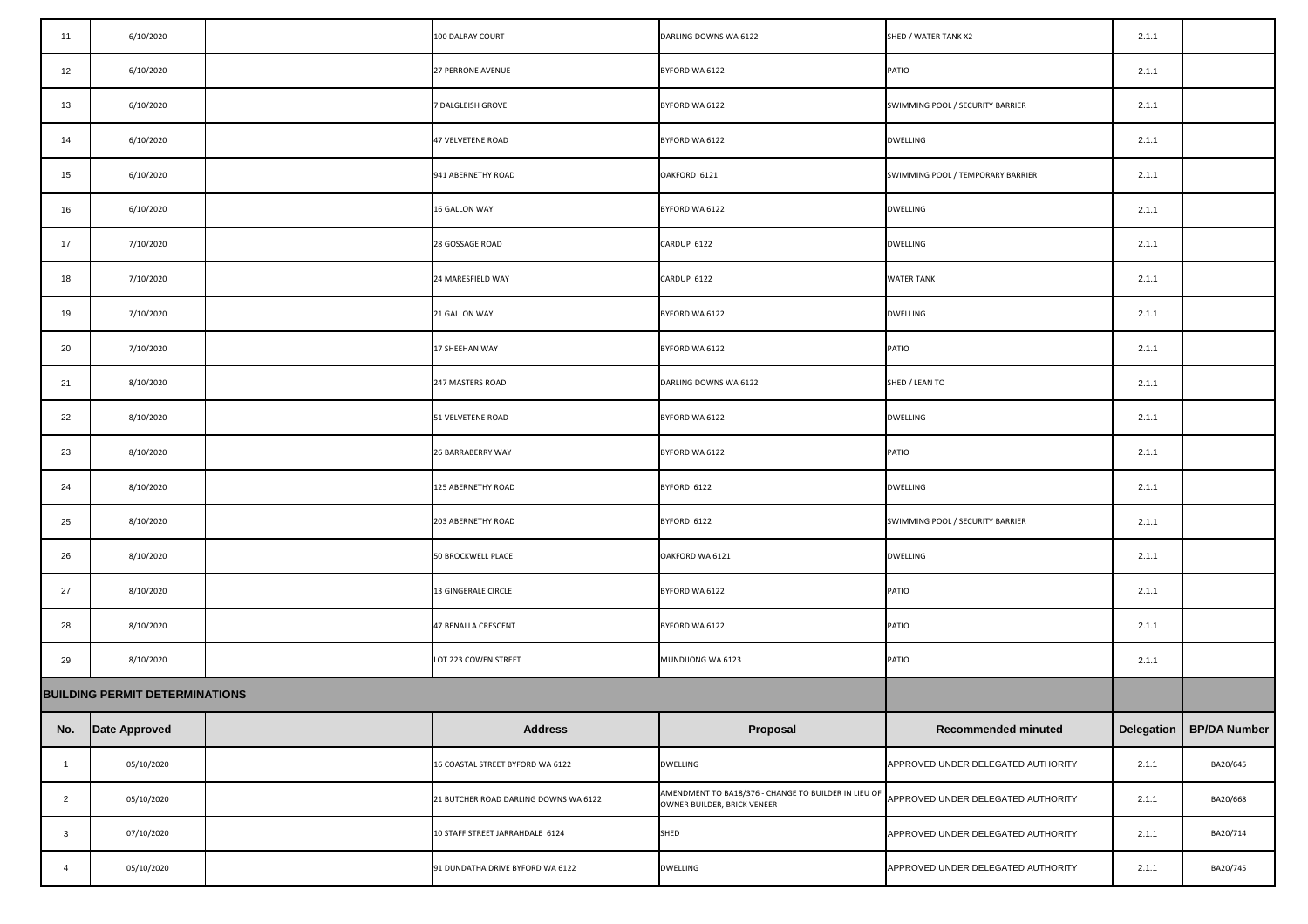| | | | | | | | |
|---|---|---|---|---|---|---|---|
| 11 | 6/10/2020 | | 100 DALRAY COURT | DARLING DOWNS WA 6122 | SHED / WATER TANK X2 | 2.1.1 | |
| 12 | 6/10/2020 | | 27 PERRONE AVENUE | BYFORD WA 6122 | PATIO | 2.1.1 | |
| 13 | 6/10/2020 | | 7 DALGLEISH GROVE | BYFORD WA 6122 | SWIMMING POOL / SECURITY BARRIER | 2.1.1 | |
| 14 | 6/10/2020 | | 47 VELVETENE ROAD | BYFORD WA 6122 | DWELLING | 2.1.1 | |
| 15 | 6/10/2020 | | 941 ABERNETHY ROAD | OAKFORD 6121 | SWIMMING POOL / TEMPORARY BARRIER | 2.1.1 | |
| 16 | 6/10/2020 | | 16 GALLON WAY | BYFORD WA 6122 | DWELLING | 2.1.1 | |
| 17 | 7/10/2020 | | 28 GOSSAGE ROAD | CARDUP 6122 | DWELLING | 2.1.1 | |
| 18 | 7/10/2020 | | 24 MARESFIELD WAY | CARDUP 6122 | WATER TANK | 2.1.1 | |
| 19 | 7/10/2020 | | 21 GALLON WAY | BYFORD WA 6122 | DWELLING | 2.1.1 | |
| 20 | 7/10/2020 | | 17 SHEEHAN WAY | BYFORD WA 6122 | PATIO | 2.1.1 | |
| 21 | 8/10/2020 | | 247 MASTERS ROAD | DARLING DOWNS WA 6122 | SHED / LEAN TO | 2.1.1 | |
| 22 | 8/10/2020 | | 51 VELVETENE ROAD | BYFORD WA 6122 | DWELLING | 2.1.1 | |
| 23 | 8/10/2020 | | 26 BARRABERRY WAY | BYFORD WA 6122 | PATIO | 2.1.1 | |
| 24 | 8/10/2020 | | 125 ABERNETHY ROAD | BYFORD 6122 | DWELLING | 2.1.1 | |
| 25 | 8/10/2020 | | 203 ABERNETHY ROAD | BYFORD 6122 | SWIMMING POOL / SECURITY BARRIER | 2.1.1 | |
| 26 | 8/10/2020 | | 50 BROCKWELL PLACE | OAKFORD WA 6121 | DWELLING | 2.1.1 | |
| 27 | 8/10/2020 | | 13 GINGERALE CIRCLE | BYFORD WA 6122 | PATIO | 2.1.1 | |
| 28 | 8/10/2020 | | 47 BENALLA CRESCENT | BYFORD WA 6122 | PATIO | 2.1.1 | |
| 29 | 8/10/2020 | | LOT 223 COWEN STREET | MUNDIJONG WA 6123 | PATIO | 2.1.1 | |

## BUILDING PERMIT DETERMINATIONS

| No. | Date Approved | | Address | Proposal | Recommended minuted | Delegation | BP/DA Number |
|---|---|---|---|---|---|---|---|
| 1 | 05/10/2020 | | 16 COASTAL STREET BYFORD WA 6122 | DWELLING | APPROVED UNDER DELEGATED AUTHORITY | 2.1.1 | BA20/645 |
| 2 | 05/10/2020 | | 21 BUTCHER ROAD DARLING DOWNS WA 6122 | AMENDMENT TO BA18/376 - CHANGE TO BUILDER IN LIEU OF OWNER BUILDER, BRICK VENEER | APPROVED UNDER DELEGATED AUTHORITY | 2.1.1 | BA20/668 |
| 3 | 07/10/2020 | | 10 STAFF STREET JARRAHDALE 6124 | SHED | APPROVED UNDER DELEGATED AUTHORITY | 2.1.1 | BA20/714 |
| 4 | 05/10/2020 | | 91 DUNDATHA DRIVE BYFORD WA 6122 | DWELLING | APPROVED UNDER DELEGATED AUTHORITY | 2.1.1 | BA20/745 |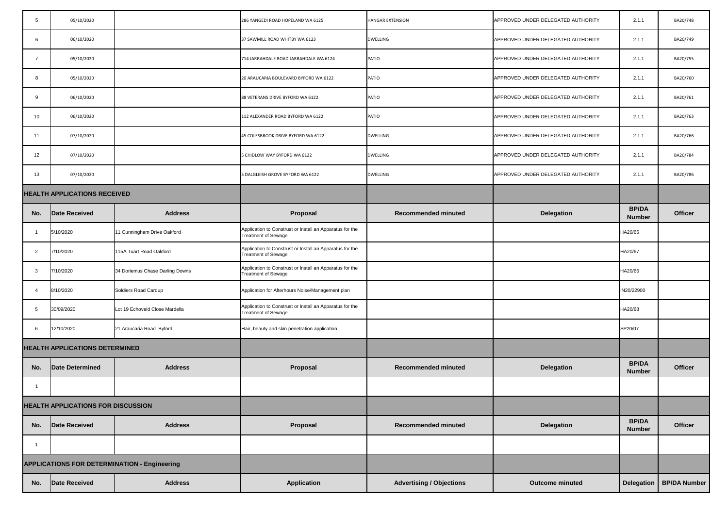| 5 | 05/10/2020 | | 286 YANGEDI ROAD HOPELAND WA 6125 | HANGAR EXTENSION | APPROVED UNDER DELEGATED AUTHORITY | 2.1.1 | BA20/748 |
|---|---|---|---|---|---|---|---|
| 6 | 06/10/2020 | | 37 SAWMILL ROAD WHITBY WA 6123 | DWELLING | APPROVED UNDER DELEGATED AUTHORITY | 2.1.1 | BA20/749 |
| 7 | 05/10/2020 | | 714 JARRAHDALE ROAD JARRAHDALE WA 6124 | PATIO | APPROVED UNDER DELEGATED AUTHORITY | 2.1.1 | BA20/755 |
| 8 | 05/10/2020 | | 20 ARAUCARIA BOULEVARD BYFORD WA 6122 | PATIO | APPROVED UNDER DELEGATED AUTHORITY | 2.1.1 | BA20/760 |
| 9 | 06/10/2020 | | 88 VETERANS DRIVE BYFORD WA 6122 | PATIO | APPROVED UNDER DELEGATED AUTHORITY | 2.1.1 | BA20/761 |
| 10 | 06/10/2020 | | 112 ALEXANDER ROAD BYFORD WA 6122 | PATIO | APPROVED UNDER DELEGATED AUTHORITY | 2.1.1 | BA20/763 |
| 11 | 07/10/2020 | | 45 COLESBROOK DRIVE BYFORD WA 6122 | DWELLING | APPROVED UNDER DELEGATED AUTHORITY | 2.1.1 | BA20/766 |
| 12 | 07/10/2020 | | 5 CHIDLOW WAY BYFORD WA 6122 | DWELLING | APPROVED UNDER DELEGATED AUTHORITY | 2.1.1 | BA20/784 |
| 13 | 07/10/2020 | | 5 DALGLEISH GROVE BYFORD WA 6122 | DWELLING | APPROVED UNDER DELEGATED AUTHORITY | 2.1.1 | BA20/786 |

**HEALTH APPLICATIONS RECEIVED**

| No. | Date Received | Address | Proposal | Recommended minuted | Delegation | BP/DA Number | Officer |
|---|---|---|---|---|---|---|---|
| 1 | 5/10/2020 | 11 Cunningham Drive Oakford | Application to Construst or Install an Apparatus for the Treatment of Sewage | | | HA20/65 | |
| 2 | 7/10/2020 | 115A Tuart Road Oakford | Application to Construst or Install an Apparatus for the Treatment of Sewage | | | HA20/67 | |
| 3 | 7/10/2020 | 34 Doriemus Chase Darling Downs | Application to Construst or Install an Apparatus for the Treatment of Sewage | | | HA20/66 | |
| 4 | 8/10/2020 | Soldiers Road Cardup | Application for Afterhours Noise/Management plan | | | IN20/22900 | |
| 5 | 30/09/2020 | Lot 19 Echoveld Close Mardella | Application to Construst or Install an Apparatus for the Treatment of Sewage | | | HA20/68 | |
| 6 | 12/10/2020 | 21 Araucaria Road Byford | Hair, beauty and skin penetration application | | | SP20/07 | |

**HEALTH APPLICATIONS DETERMINED**

| No. | Date Determined | Address | Proposal | Recommended minuted | Delegation | BP/DA Number | Officer |
|---|---|---|---|---|---|---|---|
| 1 | | | | | | | |

**HEALTH APPLICATIONS FOR DISCUSSION**

| No. | Date Received | Address | Proposal | Recommended minuted | Delegation | BP/DA Number | Officer |
|---|---|---|---|---|---|---|---|
| 1 | | | | | | | |

**APPLICATIONS FOR DETERMINATION - Engineering**

| No. | Date Received | Address | Application | Advertising / Objections | Outcome minuted | Delegation | BP/DA Number |
|---|---|---|---|---|---|---|---|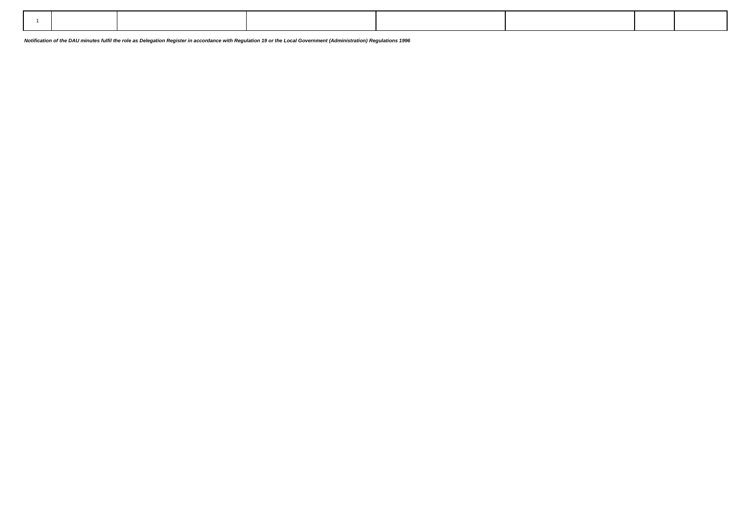| | | | | | | | |
|---|---|---|---|---|---|---|---|
| 1 | | | | | | | |

***Notification of the DAU minutes fulfil the role as Delegation Register in accordance with Regulation 19 or the Local Government (Administration) Regulations 1996***